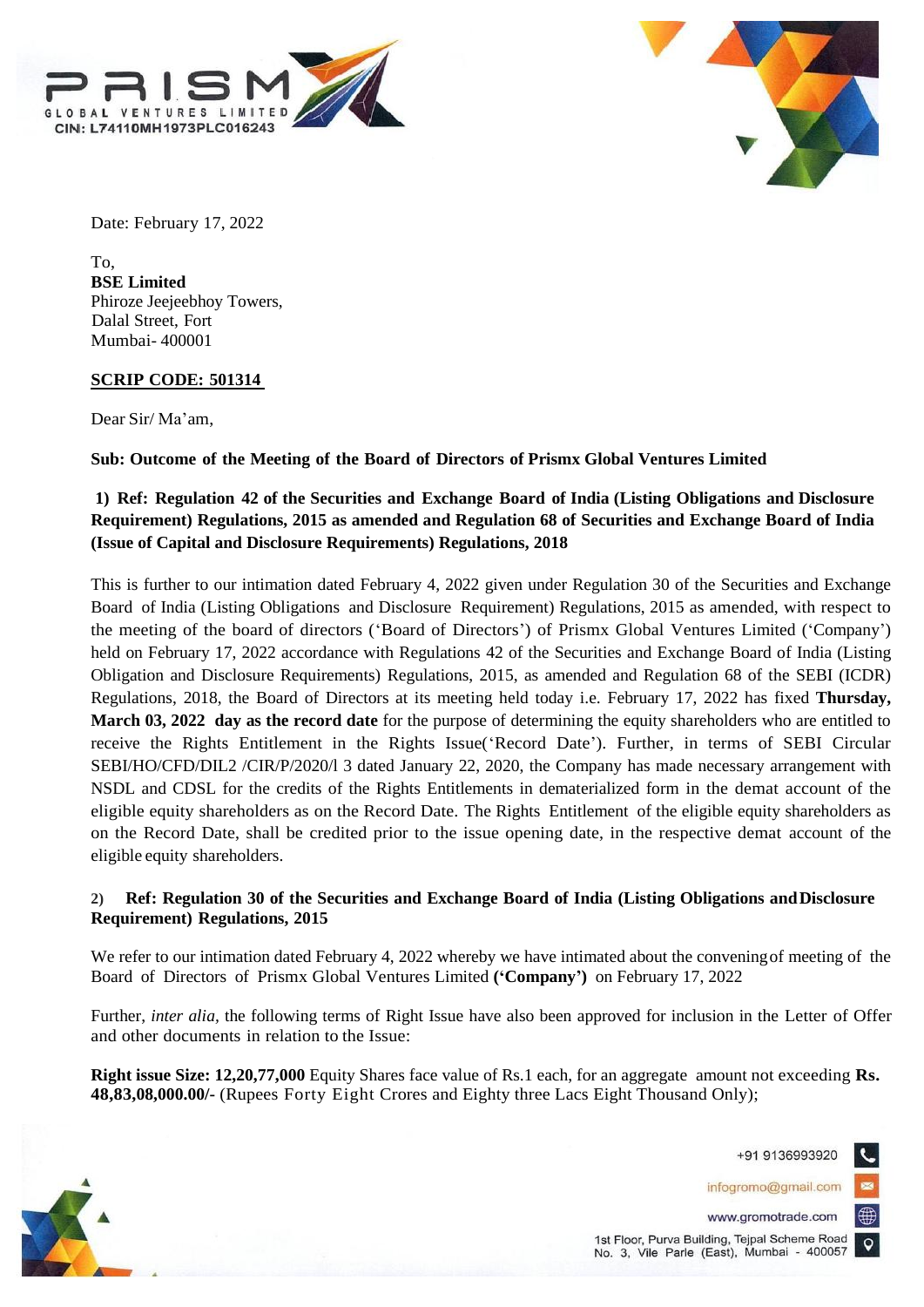PRISM
GLOBAL VENTURES LIMITED
CIN: L74110MH1973PLC016243

Date: February 17, 2022

To,
**BSE Limited**
Phiroze Jeejeebhoy Towers,
Dalal Street, Fort
Mumbai- 400001

**SCRIP CODE: 501314**

Dear Sir/ Ma'am,

**Sub: Outcome of the Meeting of the Board of Directors of Prismx Global Ventures Limited**

**1) Ref: Regulation 42 of the Securities and Exchange Board of India (Listing Obligations and Disclosure Requirement) Regulations, 2015 as amended and Regulation 68 of Securities and Exchange Board of India (Issue of Capital and Disclosure Requirements) Regulations, 2018**

This is further to our intimation dated February 4, 2022 given under Regulation 30 of the Securities and Exchange Board of India (Listing Obligations and Disclosure Requirement) Regulations, 2015 as amended, with respect to the meeting of the board of directors ('Board of Directors') of Prismx Global Ventures Limited ('Company') held on February 17, 2022 accordance with Regulations 42 of the Securities and Exchange Board of India (Listing Obligation and Disclosure Requirements) Regulations, 2015, as amended and Regulation 68 of the SEBI (ICDR) Regulations, 2018, the Board of Directors at its meeting held today i.e. February 17, 2022 has fixed **Thursday, March 03, 2022 day as the record date** for the purpose of determining the equity shareholders who are entitled to receive the Rights Entitlement in the Rights Issue('Record Date'). Further, in terms of SEBI Circular SEBI/HO/CFD/DIL2 /CIR/P/2020/l 3 dated January 22, 2020, the Company has made necessary arrangement with NSDL and CDSL for the credits of the Rights Entitlements in dematerialized form in the demat account of the eligible equity shareholders as on the Record Date. The Rights Entitlement of the eligible equity shareholders as on the Record Date, shall be credited prior to the issue opening date, in the respective demat account of the eligible equity shareholders.

**2) Ref: Regulation 30 of the Securities and Exchange Board of India (Listing Obligations and Disclosure Requirement) Regulations, 2015**

We refer to our intimation dated February 4, 2022 whereby we have intimated about the convening of meeting of the Board of Directors of Prismx Global Ventures Limited **('Company')** on February 17, 2022

Further, *inter alia,* the following terms of Right Issue have also been approved for inclusion in the Letter of Offer and other documents in relation to the Issue:

**Right issue Size: 12,20,77,000** Equity Shares face value of Rs.1 each, for an aggregate amount not exceeding **Rs. 48,83,08,000.00/-** (Rupees Forty Eight Crores and Eighty three Lacs Eight Thousand Only);

+91 9136993920
infogromo@gmail.com
www.gromotrade.com
1st Floor, Purva Building, Tejpal Scheme Road No. 3, Vile Parle (East), Mumbai - 400057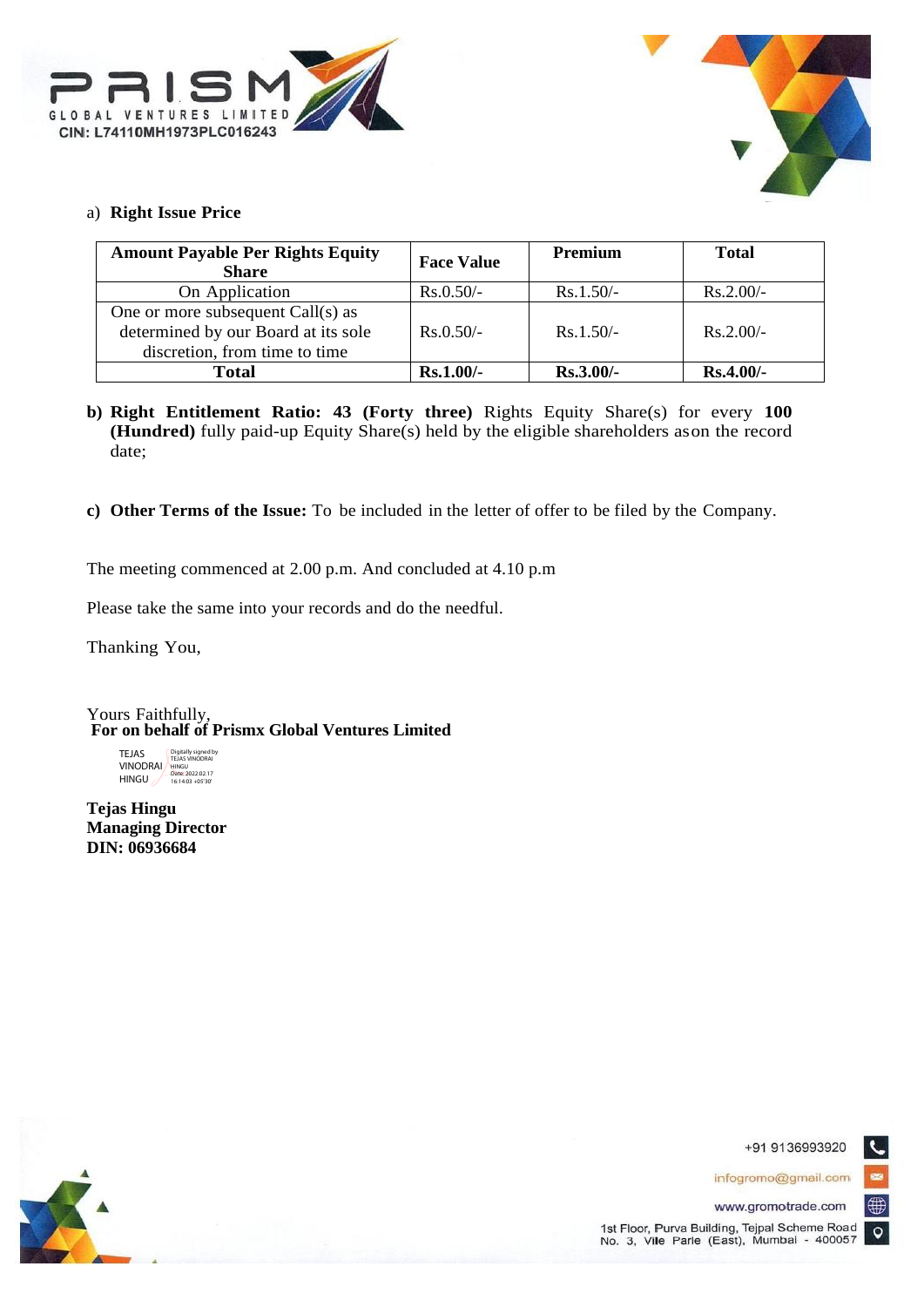a) **Right Issue Price**

| Amount Payable Per Rights Equity Share | Face Value | Premium | Total |
|---|---|---|---|
| On Application | Rs.0.50/- | Rs.1.50/- | Rs.2.00/- |
| One or more subsequent Call(s) as determined by our Board at its sole discretion, from time to time | Rs.0.50/- | Rs.1.50/- | Rs.2.00/- |
| **Total** | **Rs.1.00/-** | **Rs.3.00/-** | **Rs.4.00/-** |

**b) Right Entitlement Ratio: 43 (Forty three)** Rights Equity Share(s) for every **100 (Hundred)** fully paid-up Equity Share(s) held by the eligible shareholders ason the record date;

**c) Other Terms of the Issue:** To be included in the letter of offer to be filed by the Company.

The meeting commenced at 2.00 p.m. And concluded at 4.10 p.m

Please take the same into your records and do the needful.

Thanking You,

Yours Faithfully,
**For on behalf of Prismx Global Ventures Limited**

TEJAS VINODRAI HINGU
Digitally signed by TEJAS VINODRAI HINGU
Date: 2022.02.17 16:14:03 +05'30'

**Tejas Hingu**
**Managing Director**
**DIN: 06936684**